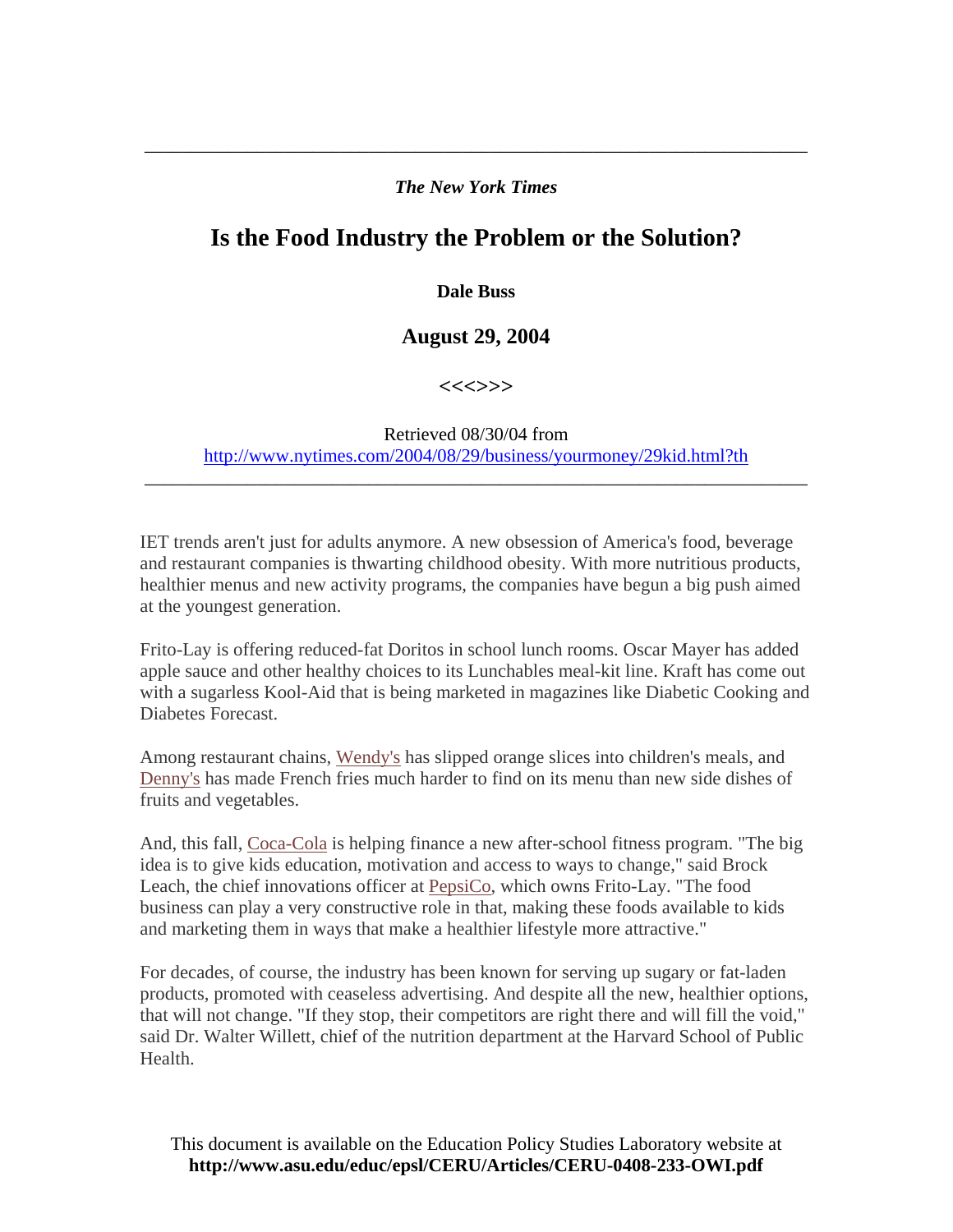*The New York Times*

# Is the Food Industry the Problem or the Solution?

**Dale Buss**

**August 29, 2004**

**<<<>>>**

Retrieved 08/30/04 from
http://www.nytimes.com/2004/08/29/business/yourmoney/29kid.html?th

---

IET trends aren't just for adults anymore. A new obsession of America's food, beverage and restaurant companies is thwarting childhood obesity. With more nutritious products, healthier menus and new activity programs, the companies have begun a big push aimed at the youngest generation.

Frito-Lay is offering reduced-fat Doritos in school lunch rooms. Oscar Mayer has added apple sauce and other healthy choices to its Lunchables meal-kit line. Kraft has come out with a sugarless Kool-Aid that is being marketed in magazines like Diabetic Cooking and Diabetes Forecast.

Among restaurant chains, Wendy's has slipped orange slices into children's meals, and Denny's has made French fries much harder to find on its menu than new side dishes of fruits and vegetables.

And, this fall, Coca-Cola is helping finance a new after-school fitness program. "The big idea is to give kids education, motivation and access to ways to change," said Brock Leach, the chief innovations officer at PepsiCo, which owns Frito-Lay. "The food business can play a very constructive role in that, making these foods available to kids and marketing them in ways that make a healthier lifestyle more attractive."

For decades, of course, the industry has been known for serving up sugary or fat-laden products, promoted with ceaseless advertising. And despite all the new, healthier options, that will not change. "If they stop, their competitors are right there and will fill the void," said Dr. Walter Willett, chief of the nutrition department at the Harvard School of Public Health.

This document is available on the Education Policy Studies Laboratory website at
**http://www.asu.edu/educ/epsl/CERU/Articles/CERU-0408-233-OWI.pdf**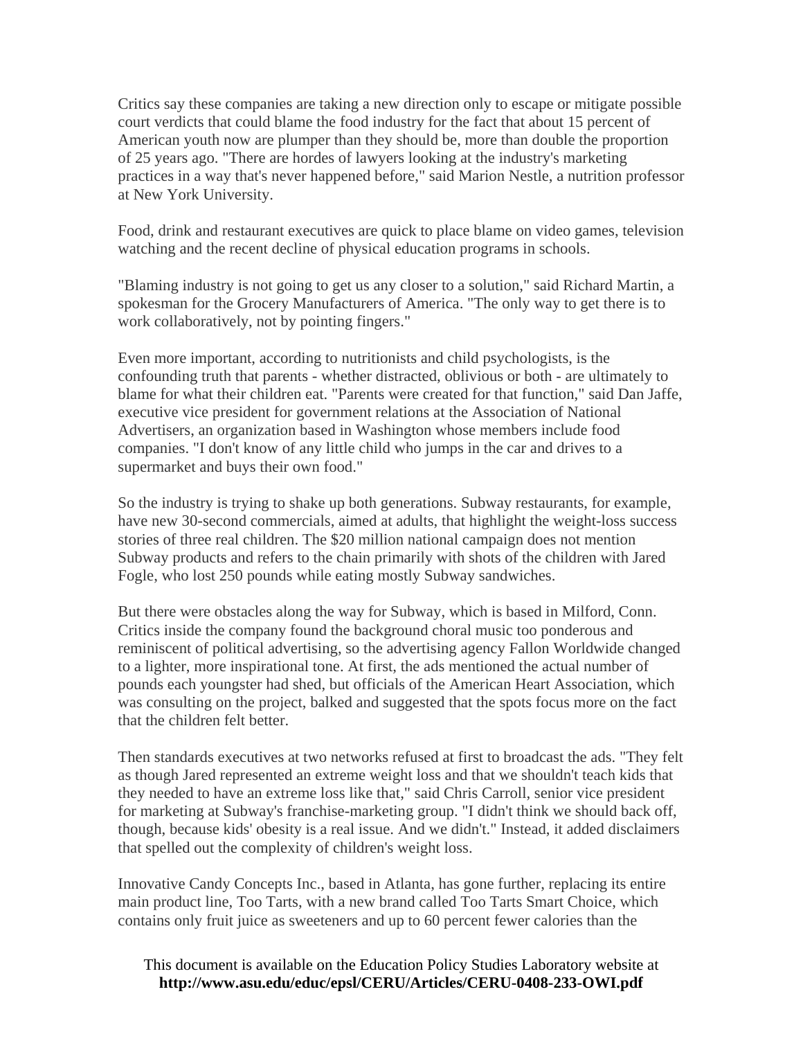Critics say these companies are taking a new direction only to escape or mitigate possible court verdicts that could blame the food industry for the fact that about 15 percent of American youth now are plumper than they should be, more than double the proportion of 25 years ago. "There are hordes of lawyers looking at the industry's marketing practices in a way that's never happened before," said Marion Nestle, a nutrition professor at New York University.

Food, drink and restaurant executives are quick to place blame on video games, television watching and the recent decline of physical education programs in schools.

"Blaming industry is not going to get us any closer to a solution," said Richard Martin, a spokesman for the Grocery Manufacturers of America. "The only way to get there is to work collaboratively, not by pointing fingers."

Even more important, according to nutritionists and child psychologists, is the confounding truth that parents - whether distracted, oblivious or both - are ultimately to blame for what their children eat. "Parents were created for that function," said Dan Jaffe, executive vice president for government relations at the Association of National Advertisers, an organization based in Washington whose members include food companies. "I don't know of any little child who jumps in the car and drives to a supermarket and buys their own food."

So the industry is trying to shake up both generations. Subway restaurants, for example, have new 30-second commercials, aimed at adults, that highlight the weight-loss success stories of three real children. The $20 million national campaign does not mention Subway products and refers to the chain primarily with shots of the children with Jared Fogle, who lost 250 pounds while eating mostly Subway sandwiches.

But there were obstacles along the way for Subway, which is based in Milford, Conn. Critics inside the company found the background choral music too ponderous and reminiscent of political advertising, so the advertising agency Fallon Worldwide changed to a lighter, more inspirational tone. At first, the ads mentioned the actual number of pounds each youngster had shed, but officials of the American Heart Association, which was consulting on the project, balked and suggested that the spots focus more on the fact that the children felt better.

Then standards executives at two networks refused at first to broadcast the ads. "They felt as though Jared represented an extreme weight loss and that we shouldn't teach kids that they needed to have an extreme loss like that," said Chris Carroll, senior vice president for marketing at Subway's franchise-marketing group. "I didn't think we should back off, though, because kids' obesity is a real issue. And we didn't." Instead, it added disclaimers that spelled out the complexity of children's weight loss.

Innovative Candy Concepts Inc., based in Atlanta, has gone further, replacing its entire main product line, Too Tarts, with a new brand called Too Tarts Smart Choice, which contains only fruit juice as sweeteners and up to 60 percent fewer calories than the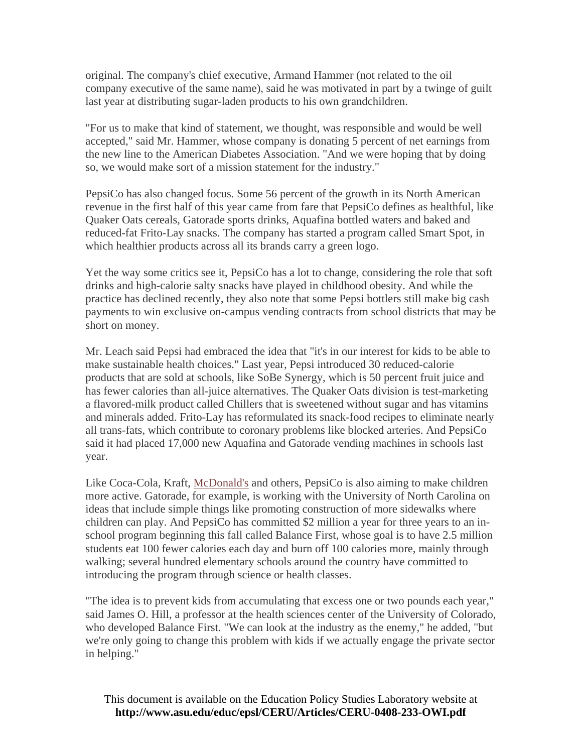original. The company's chief executive, Armand Hammer (not related to the oil company executive of the same name), said he was motivated in part by a twinge of guilt last year at distributing sugar-laden products to his own grandchildren.

"For us to make that kind of statement, we thought, was responsible and would be well accepted," said Mr. Hammer, whose company is donating 5 percent of net earnings from the new line to the American Diabetes Association. "And we were hoping that by doing so, we would make sort of a mission statement for the industry."

PepsiCo has also changed focus. Some 56 percent of the growth in its North American revenue in the first half of this year came from fare that PepsiCo defines as healthful, like Quaker Oats cereals, Gatorade sports drinks, Aquafina bottled waters and baked and reduced-fat Frito-Lay snacks. The company has started a program called Smart Spot, in which healthier products across all its brands carry a green logo.

Yet the way some critics see it, PepsiCo has a lot to change, considering the role that soft drinks and high-calorie salty snacks have played in childhood obesity. And while the practice has declined recently, they also note that some Pepsi bottlers still make big cash payments to win exclusive on-campus vending contracts from school districts that may be short on money.

Mr. Leach said Pepsi had embraced the idea that "it's in our interest for kids to be able to make sustainable health choices." Last year, Pepsi introduced 30 reduced-calorie products that are sold at schools, like SoBe Synergy, which is 50 percent fruit juice and has fewer calories than all-juice alternatives. The Quaker Oats division is test-marketing a flavored-milk product called Chillers that is sweetened without sugar and has vitamins and minerals added. Frito-Lay has reformulated its snack-food recipes to eliminate nearly all trans-fats, which contribute to coronary problems like blocked arteries. And PepsiCo said it had placed 17,000 new Aquafina and Gatorade vending machines in schools last year.

Like Coca-Cola, Kraft, McDonald's and others, PepsiCo is also aiming to make children more active. Gatorade, for example, is working with the University of North Carolina on ideas that include simple things like promoting construction of more sidewalks where children can play. And PepsiCo has committed $2 million a year for three years to an in-school program beginning this fall called Balance First, whose goal is to have 2.5 million students eat 100 fewer calories each day and burn off 100 calories more, mainly through walking; several hundred elementary schools around the country have committed to introducing the program through science or health classes.

"The idea is to prevent kids from accumulating that excess one or two pounds each year," said James O. Hill, a professor at the health sciences center of the University of Colorado, who developed Balance First. "We can look at the industry as the enemy," he added, "but we're only going to change this problem with kids if we actually engage the private sector in helping."

This document is available on the Education Policy Studies Laboratory website at **http://www.asu.edu/educ/epsl/CERU/Articles/CERU-0408-233-OWI.pdf**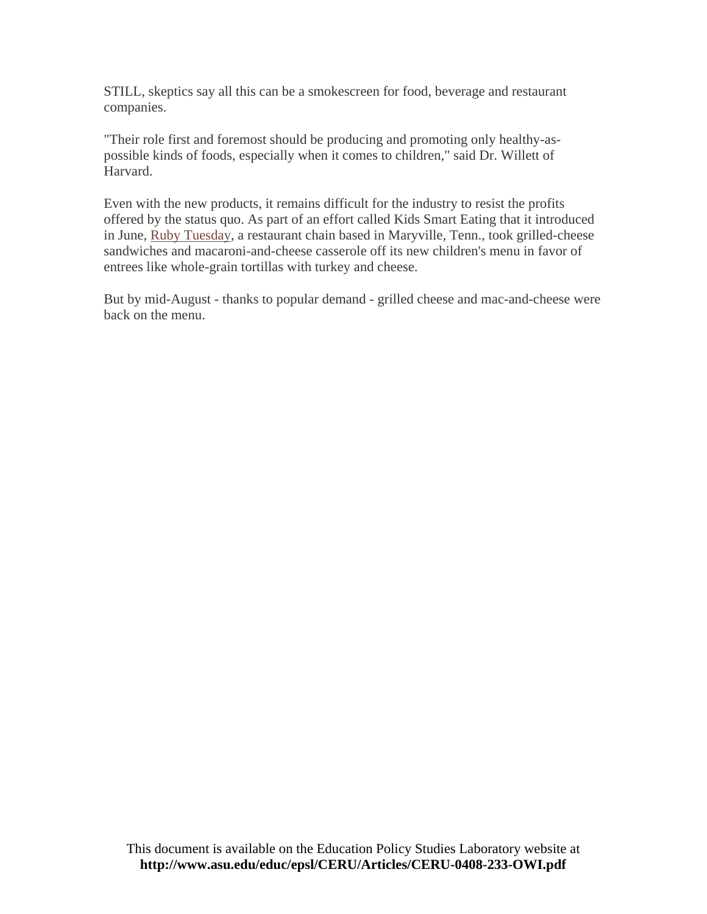STILL, skeptics say all this can be a smokescreen for food, beverage and restaurant companies.

"Their role first and foremost should be producing and promoting only healthy-as-possible kinds of foods, especially when it comes to children," said Dr. Willett of Harvard.

Even with the new products, it remains difficult for the industry to resist the profits offered by the status quo. As part of an effort called Kids Smart Eating that it introduced in June, Ruby Tuesday, a restaurant chain based in Maryville, Tenn., took grilled-cheese sandwiches and macaroni-and-cheese casserole off its new children's menu in favor of entrees like whole-grain tortillas with turkey and cheese.

But by mid-August - thanks to popular demand - grilled cheese and mac-and-cheese were back on the menu.

This document is available on the Education Policy Studies Laboratory website at
**http://www.asu.edu/educ/epsl/CERU/Articles/CERU-0408-233-OWI.pdf**